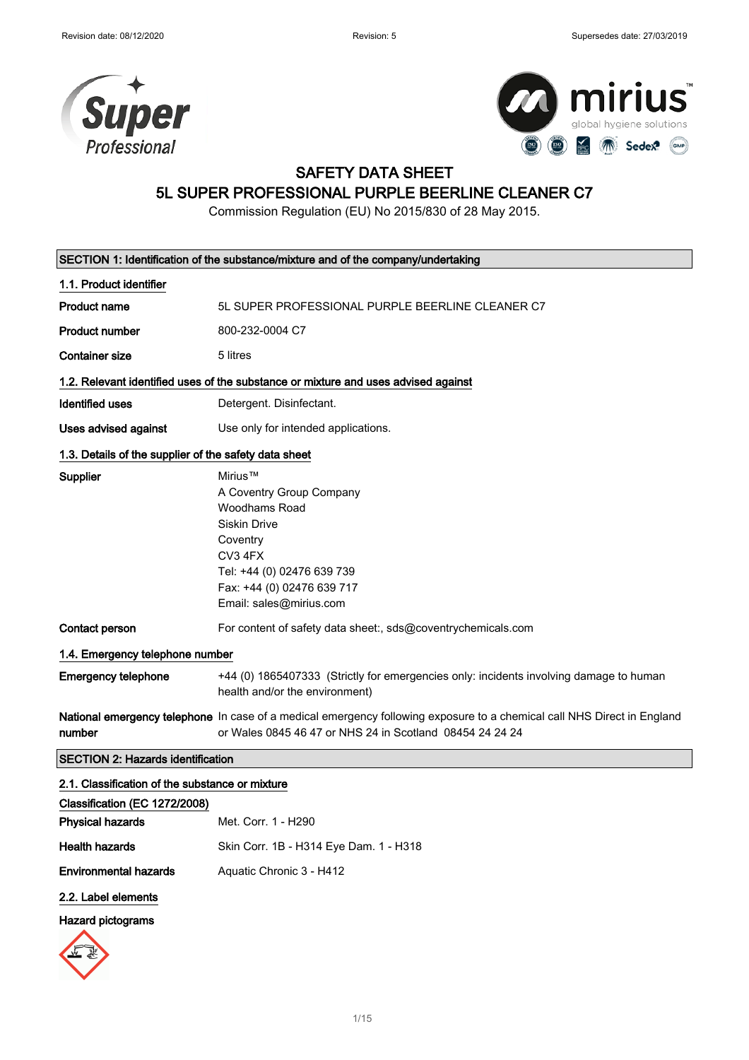Revision date: 08/12/2020 Revision: 5 Supersedes date: 27/03/2019

# SAFETY DATA SHEET
# 5L SUPER PROFESSIONAL PURPLE BEERLINE CLEANER C7

Commission Regulation (EU) No 2015/830 of 28 May 2015.

## SECTION 1: Identification of the substance/mixture and of the company/undertaking

### 1.1. Product identifier

| | |
|---|---|
| **Product name** | 5L SUPER PROFESSIONAL PURPLE BEERLINE CLEANER C7 |
| **Product number** | 800-232-0004 C7 |
| **Container size** | 5 litres |

### 1.2. Relevant identified uses of the substance or mixture and uses advised against

| | |
|---|---|
| **Identified uses** | Detergent. Disinfectant. |
| **Uses advised against** | Use only for intended applications. |

### 1.3. Details of the supplier of the safety data sheet

| | |
|---|---|
| **Supplier** | Mirius™<br>A Coventry Group Company<br>Woodhams Road<br>Siskin Drive<br>Coventry<br>CV3 4FX<br>Tel: +44 (0) 02476 639 739<br>Fax: +44 (0) 02476 639 717<br>Email: sales@mirius.com |
| **Contact person** | For content of safety data sheet:, sds@coventrychemicals.com |

### 1.4. Emergency telephone number

| | |
|---|---|
| **Emergency telephone** | +44 (0) 1865407333 (Strictly for emergencies only: incidents involving damage to human health and/or the environment) |
| **National emergency telephone number** | In case of a medical emergency following exposure to a chemical call NHS Direct in England or Wales 0845 46 47 or NHS 24 in Scotland 08454 24 24 24 |

## SECTION 2: Hazards identification

### 2.1. Classification of the substance or mixture

**Classification (EC 1272/2008)**

| | |
|---|---|
| **Physical hazards** | Met. Corr. 1 - H290 |
| **Health hazards** | Skin Corr. 1B - H314 Eye Dam. 1 - H318 |
| **Environmental hazards** | Aquatic Chronic 3 - H412 |

### 2.2. Label elements

**Hazard pictograms**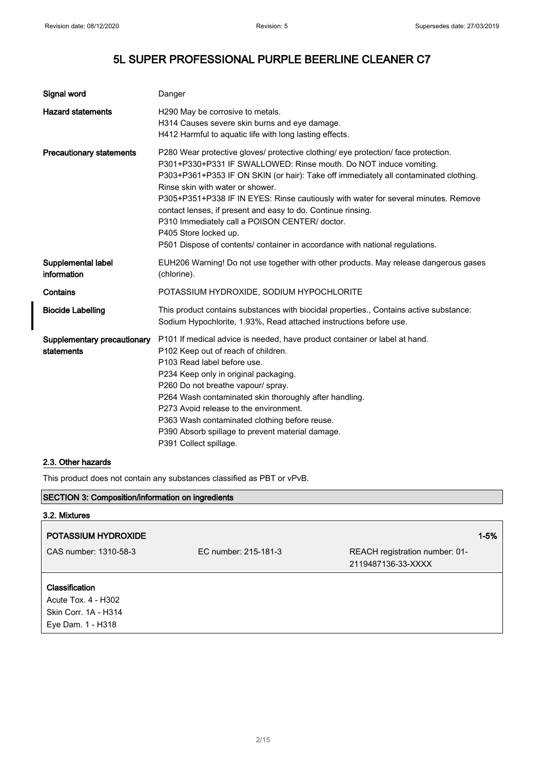# 5L SUPER PROFESSIONAL PURPLE BEERLINE CLEANER C7

| | |
|---|---|
| **Signal word** | Danger |
| **Hazard statements** | H290 May be corrosive to metals.<br>H314 Causes severe skin burns and eye damage.<br>H412 Harmful to aquatic life with long lasting effects. |
| **Precautionary statements** | P280 Wear protective gloves/ protective clothing/ eye protection/ face protection.<br>P301+P330+P331 IF SWALLOWED: Rinse mouth. Do NOT induce vomiting.<br>P303+P361+P353 IF ON SKIN (or hair): Take off immediately all contaminated clothing. Rinse skin with water or shower.<br>P305+P351+P338 IF IN EYES: Rinse cautiously with water for several minutes. Remove contact lenses, if present and easy to do. Continue rinsing.<br>P310 Immediately call a POISON CENTER/ doctor.<br>P405 Store locked up.<br>P501 Dispose of contents/ container in accordance with national regulations. |
| **Supplemental label information** | EUH206 Warning! Do not use together with other products. May release dangerous gases (chlorine). |
| **Contains** | POTASSIUM HYDROXIDE, SODIUM HYPOCHLORITE |
| **Biocide Labelling** | This product contains substances with biocidal properties., Contains active substance: Sodium Hypochlorite, 1.93%, Read attached instructions before use. |
| **Supplementary precautionary statements** | P101 If medical advice is needed, have product container or label at hand.<br>P102 Keep out of reach of children.<br>P103 Read label before use.<br>P234 Keep only in original packaging.<br>P260 Do not breathe vapour/ spray.<br>P264 Wash contaminated skin thoroughly after handling.<br>P273 Avoid release to the environment.<br>P363 Wash contaminated clothing before reuse.<br>P390 Absorb spillage to prevent material damage.<br>P391 Collect spillage. |

### 2.3. Other hazards

This product does not contain any substances classified as PBT or vPvB.

## SECTION 3: Composition/information on ingredients

### 3.2. Mixtures

| **POTASSIUM HYDROXIDE** | | **1-5%** |
|---|---|---|
| CAS number: 1310-58-3 | EC number: 215-181-3 | REACH registration number: 01-2119487136-33-XXXX |

**Classification**
Acute Tox. 4 - H302
Skin Corr. 1A - H314
Eye Dam. 1 - H318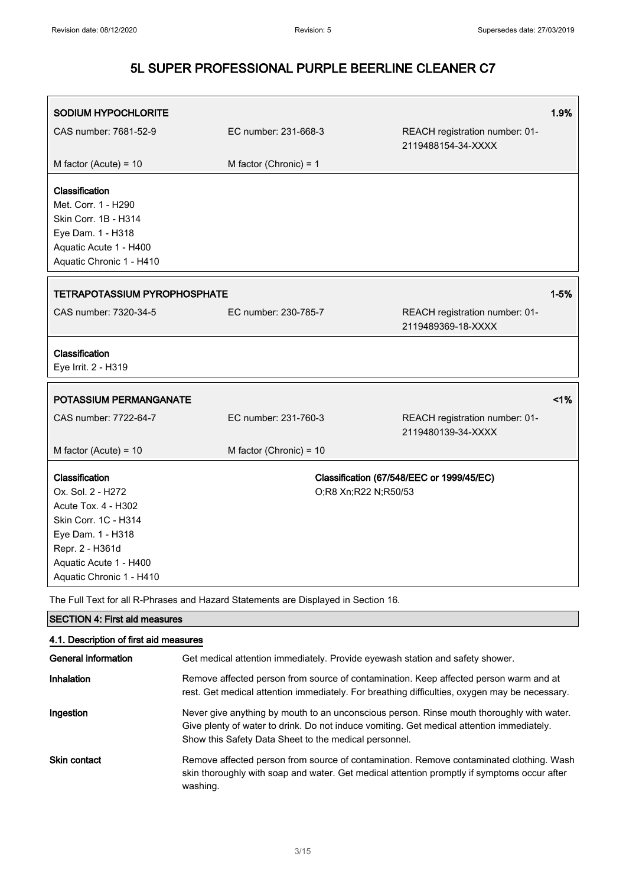| SODIUM HYPOCHLORITE | | 1.9% |
|---|---|---|
| CAS number: 7681-52-9 | EC number: 231-668-3 | REACH registration number: 01-2119488154-34-XXXX |
| M factor (Acute) = 10 | M factor (Chronic) = 1 | |

**Classification**
Met. Corr. 1 - H290
Skin Corr. 1B - H314
Eye Dam. 1 - H318
Aquatic Acute 1 - H400
Aquatic Chronic 1 - H410

| TETRAPOTASSIUM PYROPHOSPHATE | | 1-5% |
|---|---|---|
| CAS number: 7320-34-5 | EC number: 230-785-7 | REACH registration number: 01-2119489369-18-XXXX |

**Classification**
Eye Irrit. 2 - H319

| POTASSIUM PERMANGANATE | | <1% |
|---|---|---|
| CAS number: 7722-64-7 | EC number: 231-760-3 | REACH registration number: 01-2119480139-34-XXXX |
| M factor (Acute) = 10 | M factor (Chronic) = 10 | |

| Classification | Classification (67/548/EEC or 1999/45/EC) |
|---|---|
| Ox. Sol. 2 - H272<br>Acute Tox. 4 - H302<br>Skin Corr. 1C - H314<br>Eye Dam. 1 - H318<br>Repr. 2 - H361d<br>Aquatic Acute 1 - H400<br>Aquatic Chronic 1 - H410 | O;R8 Xn;R22 N;R50/53 |

The Full Text for all R-Phrases and Hazard Statements are Displayed in Section 16.

## SECTION 4: First aid measures

### 4.1. Description of first aid measures

| | |
|---|---|
| **General information** | Get medical attention immediately. Provide eyewash station and safety shower. |
| **Inhalation** | Remove affected person from source of contamination. Keep affected person warm and at rest. Get medical attention immediately. For breathing difficulties, oxygen may be necessary. |
| **Ingestion** | Never give anything by mouth to an unconscious person. Rinse mouth thoroughly with water. Give plenty of water to drink. Do not induce vomiting. Get medical attention immediately. Show this Safety Data Sheet to the medical personnel. |
| **Skin contact** | Remove affected person from source of contamination. Remove contaminated clothing. Wash skin thoroughly with soap and water. Get medical attention promptly if symptoms occur after washing. |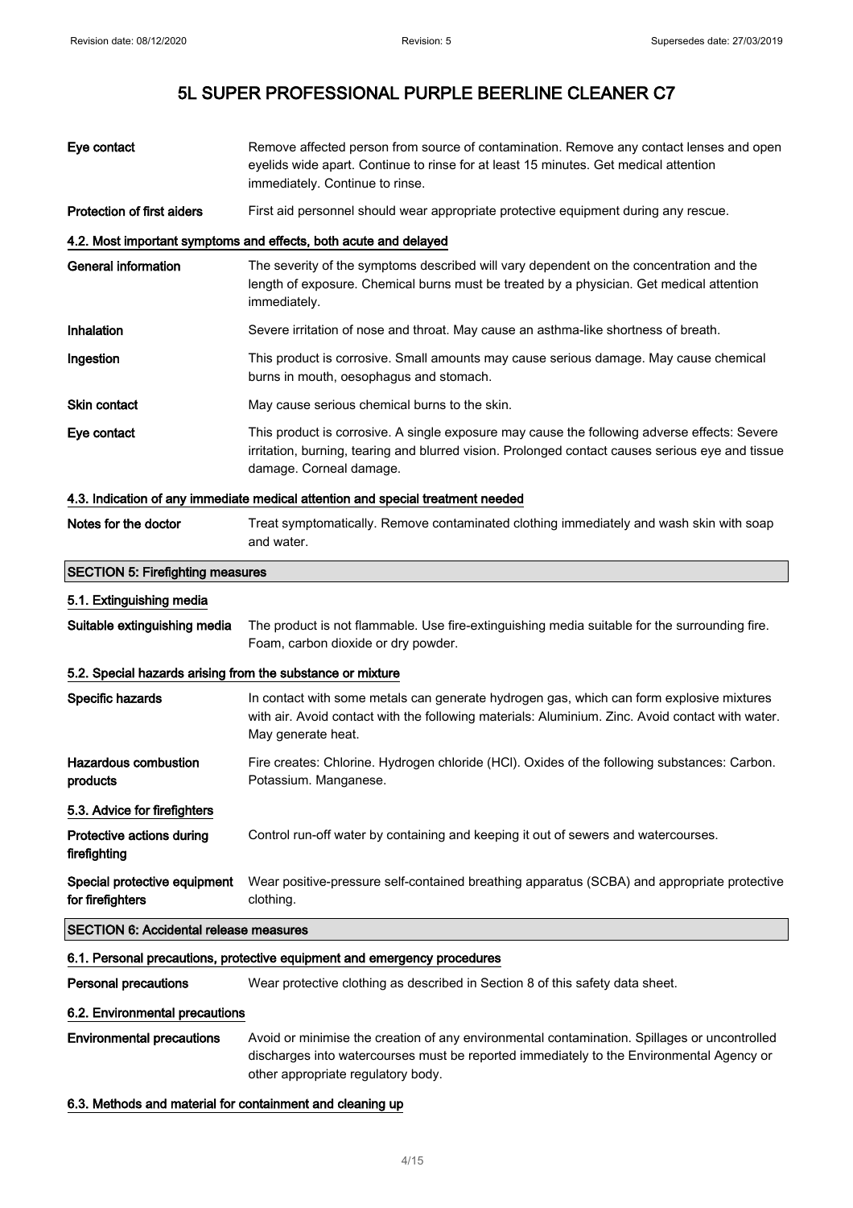| | |
|---|---|
| **Eye contact** | Remove affected person from source of contamination. Remove any contact lenses and open eyelids wide apart. Continue to rinse for at least 15 minutes. Get medical attention immediately. Continue to rinse. |
| **Protection of first aiders** | First aid personnel should wear appropriate protective equipment during any rescue. |

#### 4.2. Most important symptoms and effects, both acute and delayed

| | |
|---|---|
| **General information** | The severity of the symptoms described will vary dependent on the concentration and the length of exposure. Chemical burns must be treated by a physician. Get medical attention immediately. |
| **Inhalation** | Severe irritation of nose and throat. May cause an asthma-like shortness of breath. |
| **Ingestion** | This product is corrosive. Small amounts may cause serious damage. May cause chemical burns in mouth, oesophagus and stomach. |
| **Skin contact** | May cause serious chemical burns to the skin. |
| **Eye contact** | This product is corrosive. A single exposure may cause the following adverse effects: Severe irritation, burning, tearing and blurred vision. Prolonged contact causes serious eye and tissue damage. Corneal damage. |

#### 4.3. Indication of any immediate medical attention and special treatment needed

| | |
|---|---|
| **Notes for the doctor** | Treat symptomatically. Remove contaminated clothing immediately and wash skin with soap and water. |

## SECTION 5: Firefighting measures

#### 5.1. Extinguishing media

| | |
|---|---|
| **Suitable extinguishing media** | The product is not flammable. Use fire-extinguishing media suitable for the surrounding fire. Foam, carbon dioxide or dry powder. |

#### 5.2. Special hazards arising from the substance or mixture

| | |
|---|---|
| **Specific hazards** | In contact with some metals can generate hydrogen gas, which can form explosive mixtures with air. Avoid contact with the following materials: Aluminium. Zinc. Avoid contact with water. May generate heat. |
| **Hazardous combustion products** | Fire creates: Chlorine. Hydrogen chloride (HCl). Oxides of the following substances: Carbon. Potassium. Manganese. |

#### 5.3. Advice for firefighters

| | |
|---|---|
| **Protective actions during firefighting** | Control run-off water by containing and keeping it out of sewers and watercourses. |
| **Special protective equipment for firefighters** | Wear positive-pressure self-contained breathing apparatus (SCBA) and appropriate protective clothing. |

## SECTION 6: Accidental release measures

#### 6.1. Personal precautions, protective equipment and emergency procedures

| | |
|---|---|
| **Personal precautions** | Wear protective clothing as described in Section 8 of this safety data sheet. |

#### 6.2. Environmental precautions

| | |
|---|---|
| **Environmental precautions** | Avoid or minimise the creation of any environmental contamination. Spillages or uncontrolled discharges into watercourses must be reported immediately to the Environmental Agency or other appropriate regulatory body. |

#### 6.3. Methods and material for containment and cleaning up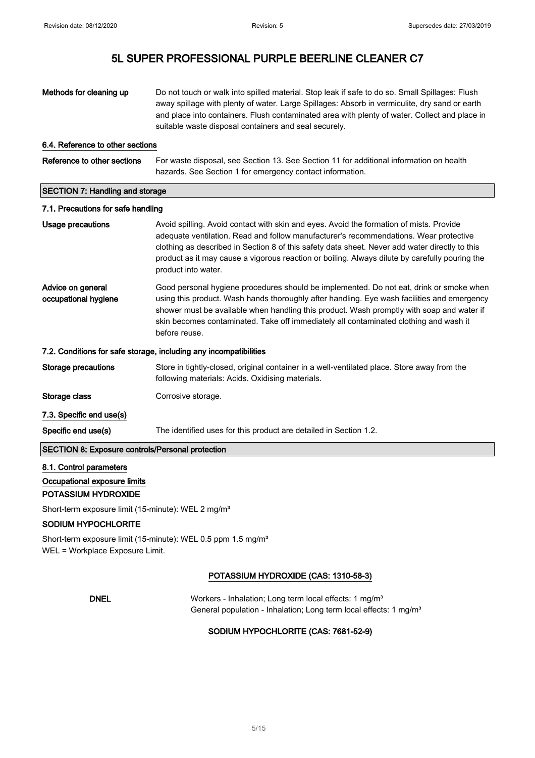| | |
|---|---|
| **Methods for cleaning up** | Do not touch or walk into spilled material. Stop leak if safe to do so. Small Spillages: Flush away spillage with plenty of water. Large Spillages: Absorb in vermiculite, dry sand or earth and place into containers. Flush contaminated area with plenty of water. Collect and place in suitable waste disposal containers and seal securely. |

### 6.4. Reference to other sections

| | |
|---|---|
| **Reference to other sections** | For waste disposal, see Section 13. See Section 11 for additional information on health hazards. See Section 1 for emergency contact information. |

## SECTION 7: Handling and storage

### 7.1. Precautions for safe handling

| | |
|---|---|
| **Usage precautions** | Avoid spilling. Avoid contact with skin and eyes. Avoid the formation of mists. Provide adequate ventilation. Read and follow manufacturer's recommendations. Wear protective clothing as described in Section 8 of this safety data sheet. Never add water directly to this product as it may cause a vigorous reaction or boiling. Always dilute by carefully pouring the product into water. |
| **Advice on general occupational hygiene** | Good personal hygiene procedures should be implemented. Do not eat, drink or smoke when using this product. Wash hands thoroughly after handling. Eye wash facilities and emergency shower must be available when handling this product. Wash promptly with soap and water if skin becomes contaminated. Take off immediately all contaminated clothing and wash it before reuse. |

### 7.2. Conditions for safe storage, including any incompatibilities

| | |
|---|---|
| **Storage precautions** | Store in tightly-closed, original container in a well-ventilated place. Store away from the following materials: Acids. Oxidising materials. |
| **Storage class** | Corrosive storage. |

### 7.3. Specific end use(s)

| | |
|---|---|
| **Specific end use(s)** | The identified uses for this product are detailed in Section 1.2. |

## SECTION 8: Exposure controls/Personal protection

### 8.1. Control parameters

#### Occupational exposure limits

**POTASSIUM HYDROXIDE**

Short-term exposure limit (15-minute): WEL 2 mg/m³

**SODIUM HYPOCHLORITE**

Short-term exposure limit (15-minute): WEL 0.5 ppm 1.5 mg/m³

WEL = Workplace Exposure Limit.

**POTASSIUM HYDROXIDE (CAS: 1310-58-3)**

| | |
|---|---|
| **DNEL** | Workers - Inhalation; Long term local effects: 1 mg/m³<br>General population - Inhalation; Long term local effects: 1 mg/m³ |

**SODIUM HYPOCHLORITE (CAS: 7681-52-9)**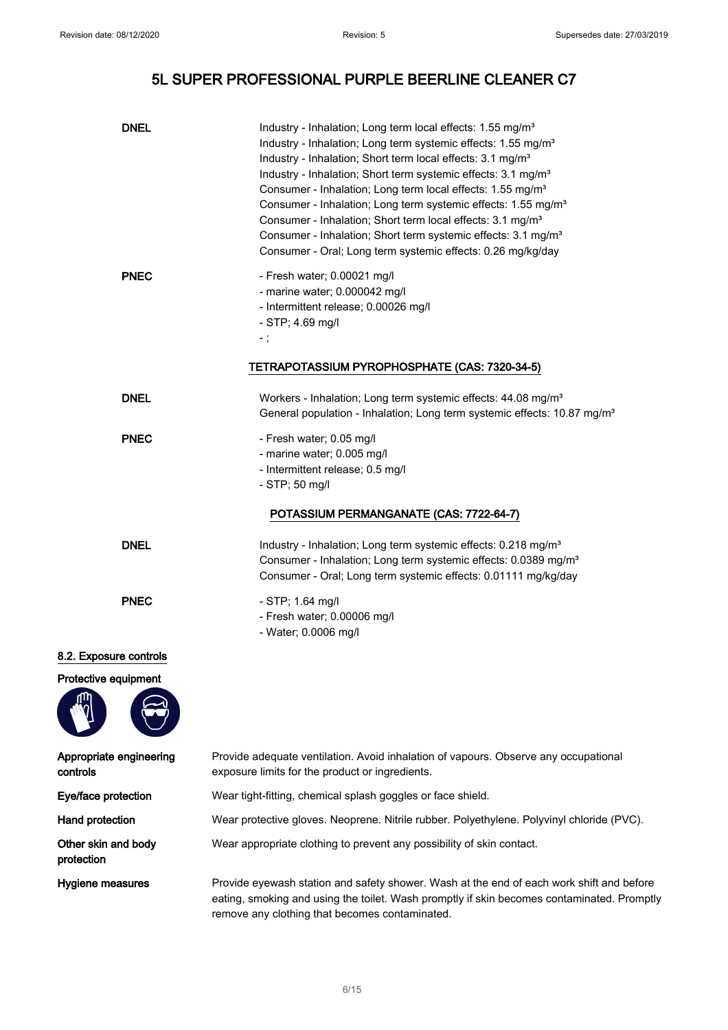| | |
|---|---|
| **DNEL** | Industry - Inhalation; Long term local effects: 1.55 mg/m³<br>Industry - Inhalation; Long term systemic effects: 1.55 mg/m³<br>Industry - Inhalation; Short term local effects: 3.1 mg/m³<br>Industry - Inhalation; Short term systemic effects: 3.1 mg/m³<br>Consumer - Inhalation; Long term local effects: 1.55 mg/m³<br>Consumer - Inhalation; Long term systemic effects: 1.55 mg/m³<br>Consumer - Inhalation; Short term local effects: 3.1 mg/m³<br>Consumer - Inhalation; Short term systemic effects: 3.1 mg/m³<br>Consumer - Oral; Long term systemic effects: 0.26 mg/kg/day |
| **PNEC** | - Fresh water; 0.00021 mg/l<br>- marine water; 0.000042 mg/l<br>- Intermittent release; 0.00026 mg/l<br>- STP; 4.69 mg/l<br>- ; |

**TETRAPOTASSIUM PYROPHOSPHATE (CAS: 7320-34-5)**

| | |
|---|---|
| **DNEL** | Workers - Inhalation; Long term systemic effects: 44.08 mg/m³<br>General population - Inhalation; Long term systemic effects: 10.87 mg/m³ |
| **PNEC** | - Fresh water; 0.05 mg/l<br>- marine water; 0.005 mg/l<br>- Intermittent release; 0.5 mg/l<br>- STP; 50 mg/l |

**POTASSIUM PERMANGANATE (CAS: 7722-64-7)**

| | |
|---|---|
| **DNEL** | Industry - Inhalation; Long term systemic effects: 0.218 mg/m³<br>Consumer - Inhalation; Long term systemic effects: 0.0389 mg/m³<br>Consumer - Oral; Long term systemic effects: 0.01111 mg/kg/day |
| **PNEC** | - STP; 1.64 mg/l<br>- Fresh water; 0.00006 mg/l<br>- Water; 0.0006 mg/l |

## 8.2. Exposure controls

**Protective equipment**

| | |
|---|---|
| **Appropriate engineering controls** | Provide adequate ventilation. Avoid inhalation of vapours. Observe any occupational exposure limits for the product or ingredients. |
| **Eye/face protection** | Wear tight-fitting, chemical splash goggles or face shield. |
| **Hand protection** | Wear protective gloves. Neoprene. Nitrile rubber. Polyethylene. Polyvinyl chloride (PVC). |
| **Other skin and body protection** | Wear appropriate clothing to prevent any possibility of skin contact. |
| **Hygiene measures** | Provide eyewash station and safety shower. Wash at the end of each work shift and before eating, smoking and using the toilet. Wash promptly if skin becomes contaminated. Promptly remove any clothing that becomes contaminated. |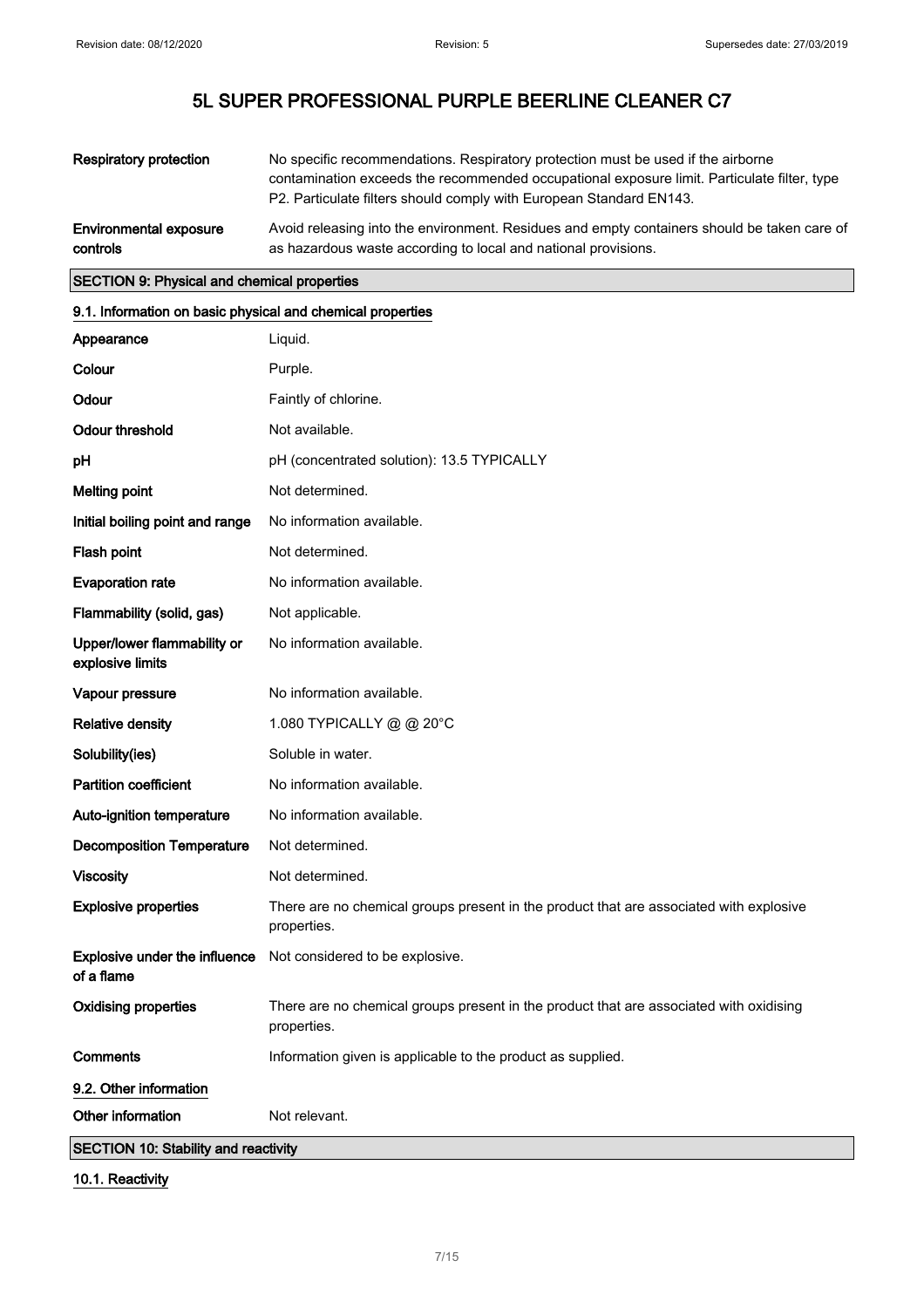| | |
|---|---|
| **Respiratory protection** | No specific recommendations. Respiratory protection must be used if the airborne contamination exceeds the recommended occupational exposure limit. Particulate filter, type P2. Particulate filters should comply with European Standard EN143. |
| **Environmental exposure controls** | Avoid releasing into the environment. Residues and empty containers should be taken care of as hazardous waste according to local and national provisions. |

## SECTION 9: Physical and chemical properties

### 9.1. Information on basic physical and chemical properties

| | |
|---|---|
| **Appearance** | Liquid. |
| **Colour** | Purple. |
| **Odour** | Faintly of chlorine. |
| **Odour threshold** | Not available. |
| **pH** | pH (concentrated solution): 13.5 TYPICALLY |
| **Melting point** | Not determined. |
| **Initial boiling point and range** | No information available. |
| **Flash point** | Not determined. |
| **Evaporation rate** | No information available. |
| **Flammability (solid, gas)** | Not applicable. |
| **Upper/lower flammability or explosive limits** | No information available. |
| **Vapour pressure** | No information available. |
| **Relative density** | 1.080 TYPICALLY @ @ 20°C |
| **Solubility(ies)** | Soluble in water. |
| **Partition coefficient** | No information available. |
| **Auto-ignition temperature** | No information available. |
| **Decomposition Temperature** | Not determined. |
| **Viscosity** | Not determined. |
| **Explosive properties** | There are no chemical groups present in the product that are associated with explosive properties. |
| **Explosive under the influence of a flame** | Not considered to be explosive. |
| **Oxidising properties** | There are no chemical groups present in the product that are associated with oxidising properties. |
| **Comments** | Information given is applicable to the product as supplied. |

### 9.2. Other information

| | |
|---|---|
| **Other information** | Not relevant. |

## SECTION 10: Stability and reactivity

### 10.1. Reactivity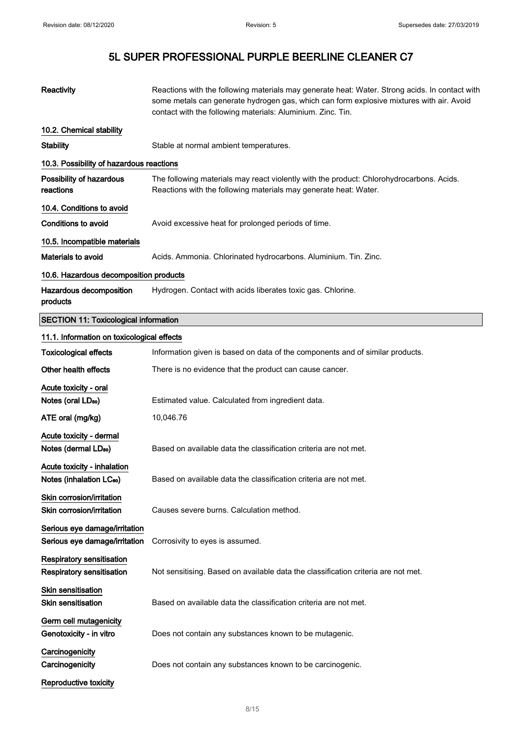| | |
|---|---|
| **Reactivity** | Reactions with the following materials may generate heat: Water. Strong acids. In contact with some metals can generate hydrogen gas, which can form explosive mixtures with air. Avoid contact with the following materials: Aluminium. Zinc. Tin. |

### 10.2. Chemical stability

| | |
|---|---|
| **Stability** | Stable at normal ambient temperatures. |

### 10.3. Possibility of hazardous reactions

| | |
|---|---|
| **Possibility of hazardous reactions** | The following materials may react violently with the product: Chlorohydrocarbons. Acids. Reactions with the following materials may generate heat: Water. |

### 10.4. Conditions to avoid

| | |
|---|---|
| **Conditions to avoid** | Avoid excessive heat for prolonged periods of time. |

### 10.5. Incompatible materials

| | |
|---|---|
| **Materials to avoid** | Acids. Ammonia. Chlorinated hydrocarbons. Aluminium. Tin. Zinc. |

### 10.6. Hazardous decomposition products

| | |
|---|---|
| **Hazardous decomposition products** | Hydrogen. Contact with acids liberates toxic gas. Chlorine. |

## SECTION 11: Toxicological information

### 11.1. Information on toxicological effects

| | |
|---|---|
| **Toxicological effects** | Information given is based on data of the components and of similar products. |
| **Other health effects** | There is no evidence that the product can cause cancer. |

**Acute toxicity - oral**

| | |
|---|---|
| **Notes (oral $LD_{50}$)** | Estimated value. Calculated from ingredient data. |
| **ATE oral (mg/kg)** | 10,046.76 |

**Acute toxicity - dermal**

| | |
|---|---|
| **Notes (dermal $LD_{50}$)** | Based on available data the classification criteria are not met. |

**Acute toxicity - inhalation**

| | |
|---|---|
| **Notes (inhalation $LC_{50}$)** | Based on available data the classification criteria are not met. |

**Skin corrosion/irritation**

| | |
|---|---|
| **Skin corrosion/irritation** | Causes severe burns. Calculation method. |

**Serious eye damage/irritation**

| | |
|---|---|
| **Serious eye damage/irritation** | Corrosivity to eyes is assumed. |

**Respiratory sensitisation**

| | |
|---|---|
| **Respiratory sensitisation** | Not sensitising. Based on available data the classification criteria are not met. |

**Skin sensitisation**

| | |
|---|---|
| **Skin sensitisation** | Based on available data the classification criteria are not met. |

**Germ cell mutagenicity**

| | |
|---|---|
| **Genotoxicity - in vitro** | Does not contain any substances known to be mutagenic. |

**Carcinogenicity**

| | |
|---|---|
| **Carcinogenicity** | Does not contain any substances known to be carcinogenic. |

**Reproductive toxicity**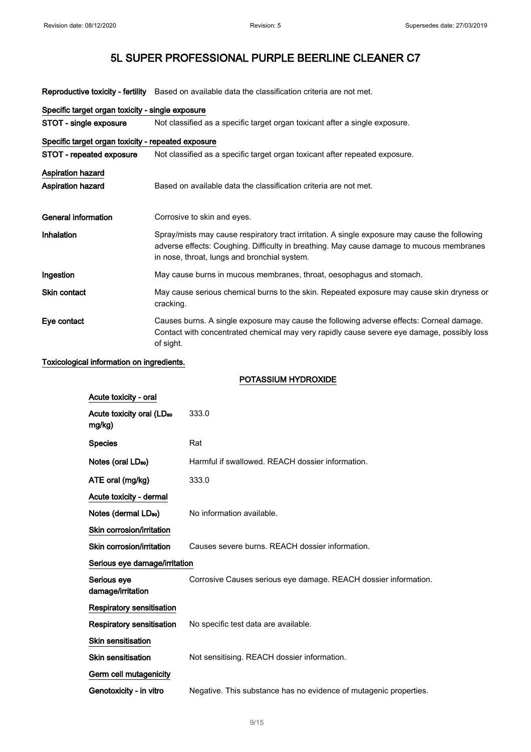# 5L SUPER PROFESSIONAL PURPLE BEERLINE CLEANER C7

| | |
|---|---|
| **Reproductive toxicity - fertility** | Based on available data the classification criteria are not met. |

**Specific target organ toxicity - single exposure**

| | |
|---|---|
| **STOT - single exposure** | Not classified as a specific target organ toxicant after a single exposure. |

**Specific target organ toxicity - repeated exposure**

| | |
|---|---|
| **STOT - repeated exposure** | Not classified as a specific target organ toxicant after repeated exposure. |

**Aspiration hazard**

| | |
|---|---|
| **Aspiration hazard** | Based on available data the classification criteria are not met. |

| | |
|---|---|
| **General information** | Corrosive to skin and eyes. |
| **Inhalation** | Spray/mists may cause respiratory tract irritation. A single exposure may cause the following adverse effects: Coughing. Difficulty in breathing. May cause damage to mucous membranes in nose, throat, lungs and bronchial system. |
| **Ingestion** | May cause burns in mucous membranes, throat, oesophagus and stomach. |
| **Skin contact** | May cause serious chemical burns to the skin. Repeated exposure may cause skin dryness or cracking. |
| **Eye contact** | Causes burns. A single exposure may cause the following adverse effects: Corneal damage. Contact with concentrated chemical may very rapidly cause severe eye damage, possibly loss of sight. |

**Toxicological information on ingredients.**

**POTASSIUM HYDROXIDE**

**Acute toxicity - oral**

| | |
|---|---|
| **Acute toxicity oral ($LD_{50}$ mg/kg)** | 333.0 |
| **Species** | Rat |
| **Notes (oral $LD_{50}$)** | Harmful if swallowed. REACH dossier information. |
| **ATE oral (mg/kg)** | 333.0 |

**Acute toxicity - dermal**

| | |
|---|---|
| **Notes (dermal $LD_{50}$)** | No information available. |

**Skin corrosion/irritation**

| | |
|---|---|
| **Skin corrosion/irritation** | Causes severe burns. REACH dossier information. |

**Serious eye damage/irritation**

| | |
|---|---|
| **Serious eye damage/irritation** | Corrosive Causes serious eye damage. REACH dossier information. |

**Respiratory sensitisation**

| | |
|---|---|
| **Respiratory sensitisation** | No specific test data are available. |

**Skin sensitisation**

| | |
|---|---|
| **Skin sensitisation** | Not sensitising. REACH dossier information. |

**Germ cell mutagenicity**

| | |
|---|---|
| **Genotoxicity - in vitro** | Negative. This substance has no evidence of mutagenic properties. |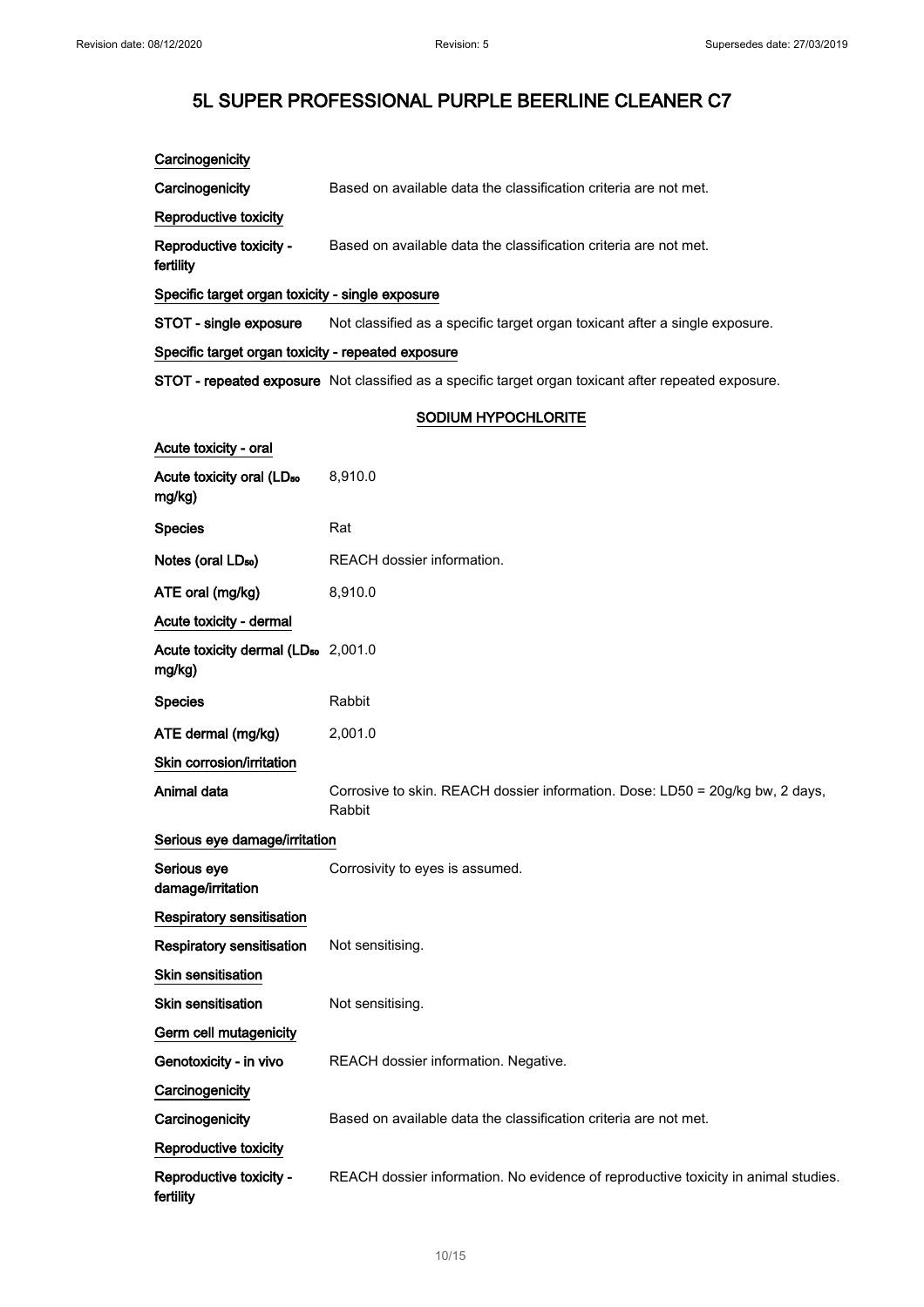### Carcinogenicity

**Carcinogenicity** Based on available data the classification criteria are not met.

### Reproductive toxicity

**Reproductive toxicity - fertility** Based on available data the classification criteria are not met.

### Specific target organ toxicity - single exposure

**STOT - single exposure** Not classified as a specific target organ toxicant after a single exposure.

### Specific target organ toxicity - repeated exposure

**STOT - repeated exposure** Not classified as a specific target organ toxicant after repeated exposure.

## SODIUM HYPOCHLORITE

### Acute toxicity - oral

**Acute toxicity oral ($LD_{50}$ mg/kg)** 8,910.0

**Species** Rat

**Notes (oral $LD_{50}$)** REACH dossier information.

**ATE oral (mg/kg)** 8,910.0

### Acute toxicity - dermal

**Acute toxicity dermal ($LD_{50}$ mg/kg)** 2,001.0

**Species** Rabbit

**ATE dermal (mg/kg)** 2,001.0

### Skin corrosion/irritation

**Animal data** Corrosive to skin. REACH dossier information. Dose: LD50 = 20g/kg bw, 2 days, Rabbit

### Serious eye damage/irritation

**Serious eye damage/irritation** Corrosivity to eyes is assumed.

### Respiratory sensitisation

**Respiratory sensitisation** Not sensitising.

### Skin sensitisation

**Skin sensitisation** Not sensitising.

### Germ cell mutagenicity

**Genotoxicity - in vivo** REACH dossier information. Negative.

### Carcinogenicity

**Carcinogenicity** Based on available data the classification criteria are not met.

### Reproductive toxicity

**Reproductive toxicity - fertility** REACH dossier information. No evidence of reproductive toxicity in animal studies.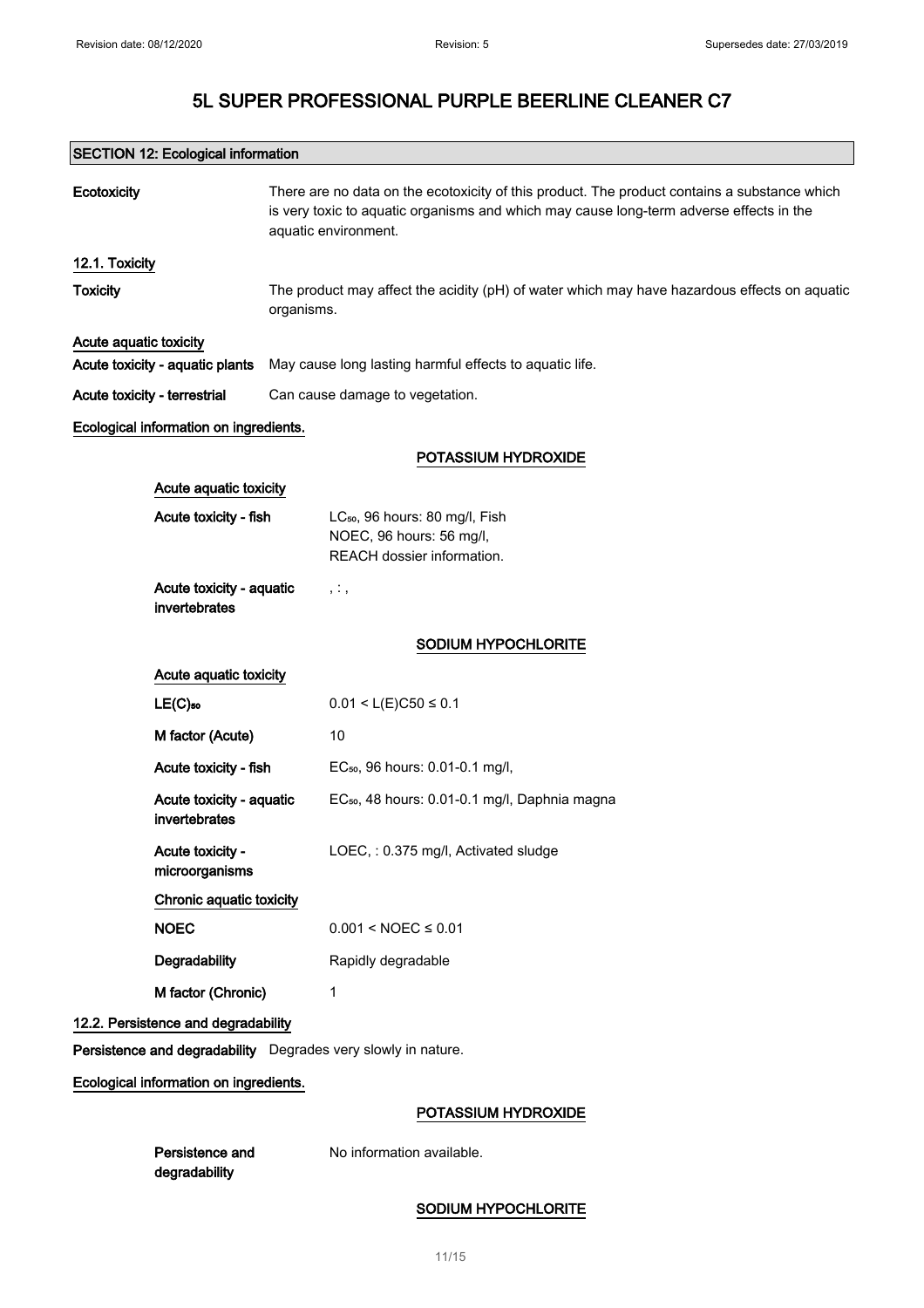# 5L SUPER PROFESSIONAL PURPLE BEERLINE CLEANER C7

## SECTION 12: Ecological information

**Ecotoxicity** There are no data on the ecotoxicity of this product. The product contains a substance which is very toxic to aquatic organisms and which may cause long-term adverse effects in the aquatic environment.

### 12.1. Toxicity

**Toxicity** The product may affect the acidity (pH) of water which may have hazardous effects on aquatic organisms.

**Acute aquatic toxicity**

**Acute toxicity - aquatic plants** May cause long lasting harmful effects to aquatic life.

**Acute toxicity - terrestrial** Can cause damage to vegetation.

**Ecological information on ingredients.**

**POTASSIUM HYDROXIDE**

**Acute aquatic toxicity**

**Acute toxicity - fish** $LC_{50}$, 96 hours: 80 mg/l, Fish
NOEC, 96 hours: 56 mg/l,
REACH dossier information.

**Acute toxicity - aquatic invertebrates** , : ,

**SODIUM HYPOCHLORITE**

**Acute aquatic toxicity**

**$LE(C)_{50}$** $0.01 < L(E)C50 \leq 0.1$

**M factor (Acute)** 10

**Acute toxicity - fish** $EC_{50}$, 96 hours: 0.01-0.1 mg/l,

**Acute toxicity - aquatic invertebrates** $EC_{50}$, 48 hours: 0.01-0.1 mg/l, Daphnia magna

**Acute toxicity - microorganisms** LOEC, : 0.375 mg/l, Activated sludge

**Chronic aquatic toxicity**

**NOEC** $0.001 < NOEC \leq 0.01$

**Degradability** Rapidly degradable

**M factor (Chronic)** 1

### 12.2. Persistence and degradability

**Persistence and degradability** Degrades very slowly in nature.

**Ecological information on ingredients.**

**POTASSIUM HYDROXIDE**

**Persistence and degradability** No information available.

**SODIUM HYPOCHLORITE**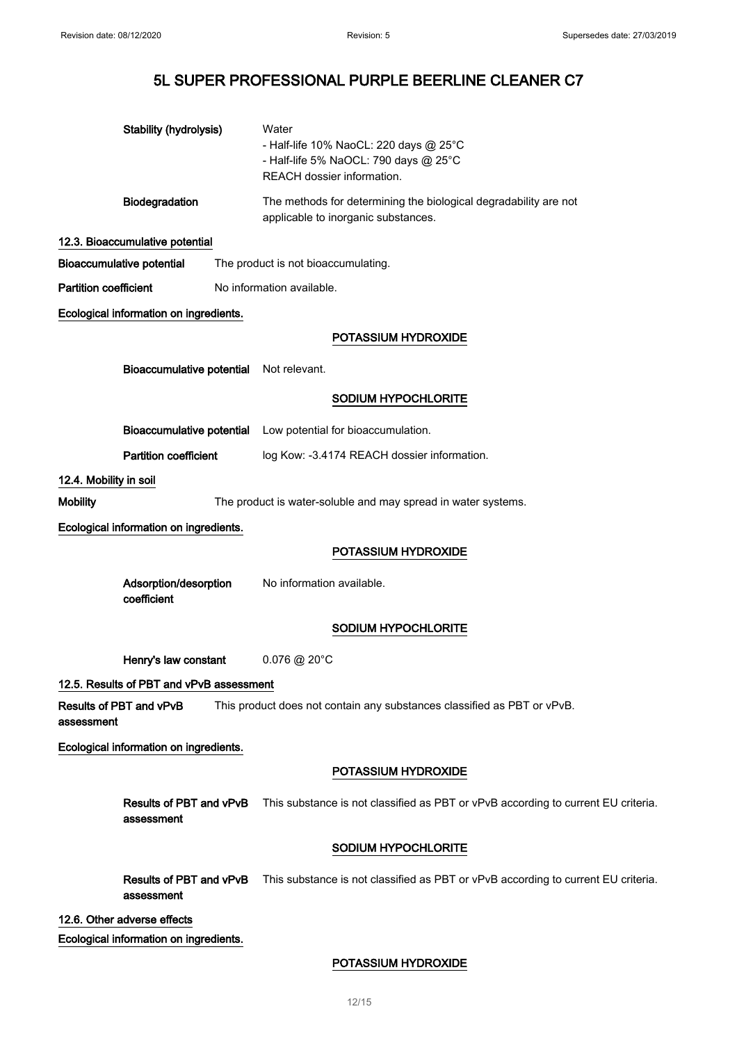Stability (hydrolysis) | Water
- Half-life 10% NaoCL: 220 days @ 25°C
- Half-life 5% NaoCL: 790 days @ 25°C
REACH dossier information.

**Biodegradation** The methods for determining the biological degradability are not applicable to inorganic substances.

### 12.3. Bioaccumulative potential

**Bioaccumulative potential** The product is not bioaccumulating.

**Partition coefficient** No information available.

**Ecological information on ingredients.**

**POTASSIUM HYDROXIDE**

**Bioaccumulative potential** Not relevant.

**SODIUM HYPOCHLORITE**

**Bioaccumulative potential** Low potential for bioaccumulation.

**Partition coefficient** log Kow: -3.4174 REACH dossier information.

### 12.4. Mobility in soil

**Mobility** The product is water-soluble and may spread in water systems.

**Ecological information on ingredients.**

**POTASSIUM HYDROXIDE**

**Adsorption/desorption coefficient** No information available.

**SODIUM HYPOCHLORITE**

**Henry's law constant** 0.076 @ 20°C

### 12.5. Results of PBT and vPvB assessment

**Results of PBT and vPvB assessment** This product does not contain any substances classified as PBT or vPvB.

**Ecological information on ingredients.**

**POTASSIUM HYDROXIDE**

**Results of PBT and vPvB assessment** This substance is not classified as PBT or vPvB according to current EU criteria.

**SODIUM HYPOCHLORITE**

**Results of PBT and vPvB assessment** This substance is not classified as PBT or vPvB according to current EU criteria.

### 12.6. Other adverse effects

**Ecological information on ingredients.**

**POTASSIUM HYDROXIDE**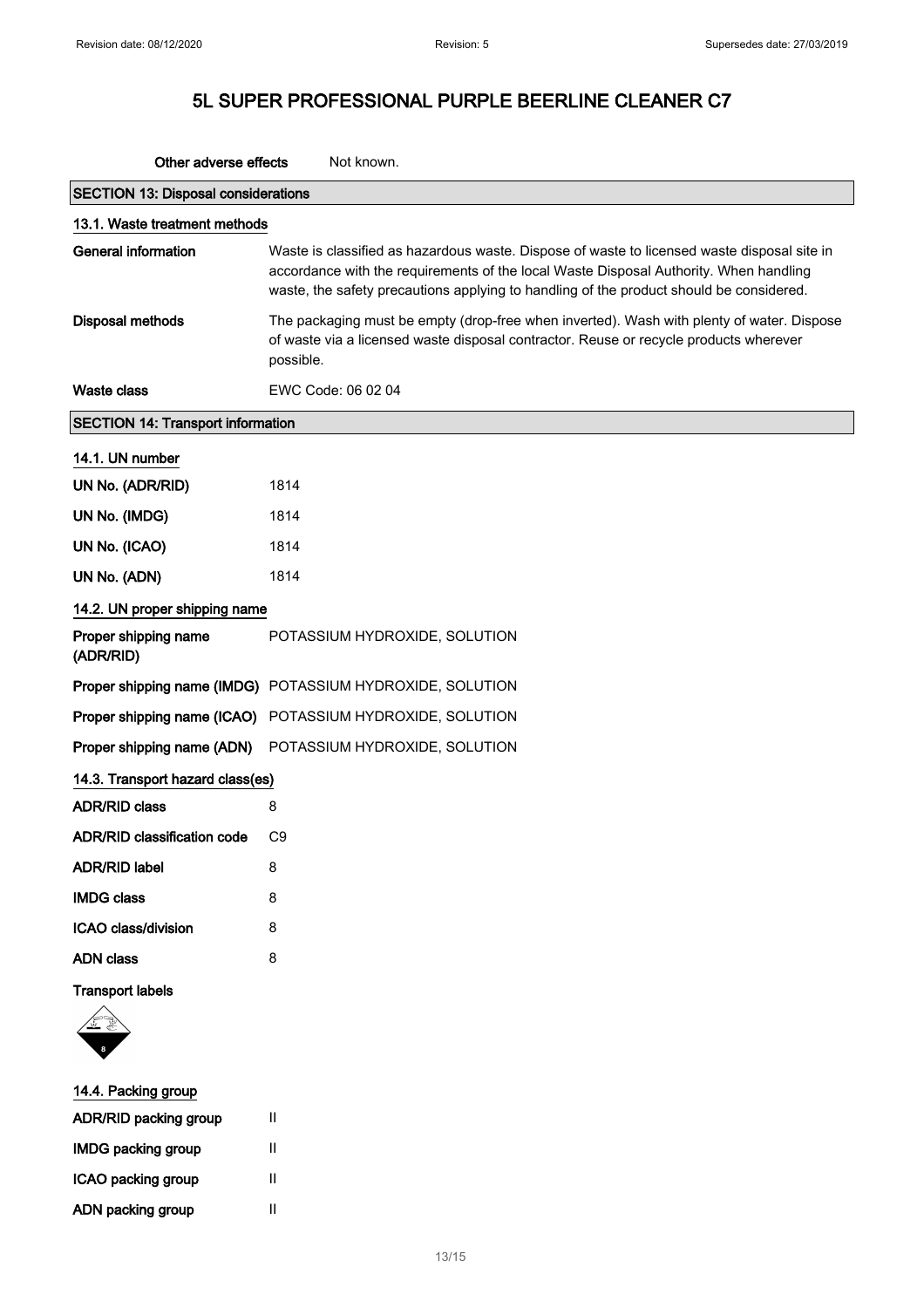# 5L SUPER PROFESSIONAL PURPLE BEERLINE CLEANER C7

**Other adverse effects** Not known.

## SECTION 13: Disposal considerations

### 13.1. Waste treatment methods

| | |
|---|---|
| **General information** | Waste is classified as hazardous waste. Dispose of waste to licensed waste disposal site in accordance with the requirements of the local Waste Disposal Authority. When handling waste, the safety precautions applying to handling of the product should be considered. |
| **Disposal methods** | The packaging must be empty (drop-free when inverted). Wash with plenty of water. Dispose of waste via a licensed waste disposal contractor. Reuse or recycle products wherever possible. |
| **Waste class** | EWC Code: 06 02 04 |

## SECTION 14: Transport information

### 14.1. UN number

| | |
|---|---|
| **UN No. (ADR/RID)** | 1814 |
| **UN No. (IMDG)** | 1814 |
| **UN No. (ICAO)** | 1814 |
| **UN No. (ADN)** | 1814 |

### 14.2. UN proper shipping name

| | |
|---|---|
| **Proper shipping name (ADR/RID)** | POTASSIUM HYDROXIDE, SOLUTION |
| **Proper shipping name (IMDG)** | POTASSIUM HYDROXIDE, SOLUTION |
| **Proper shipping name (ICAO)** | POTASSIUM HYDROXIDE, SOLUTION |
| **Proper shipping name (ADN)** | POTASSIUM HYDROXIDE, SOLUTION |

### 14.3. Transport hazard class(es)

| | |
|---|---|
| **ADR/RID class** | 8 |
| **ADR/RID classification code** | C9 |
| **ADR/RID label** | 8 |
| **IMDG class** | 8 |
| **ICAO class/division** | 8 |
| **ADN class** | 8 |

**Transport labels**

### 14.4. Packing group

| | |
|---|---|
| **ADR/RID packing group** | II |
| **IMDG packing group** | II |
| **ICAO packing group** | II |
| **ADN packing group** | II |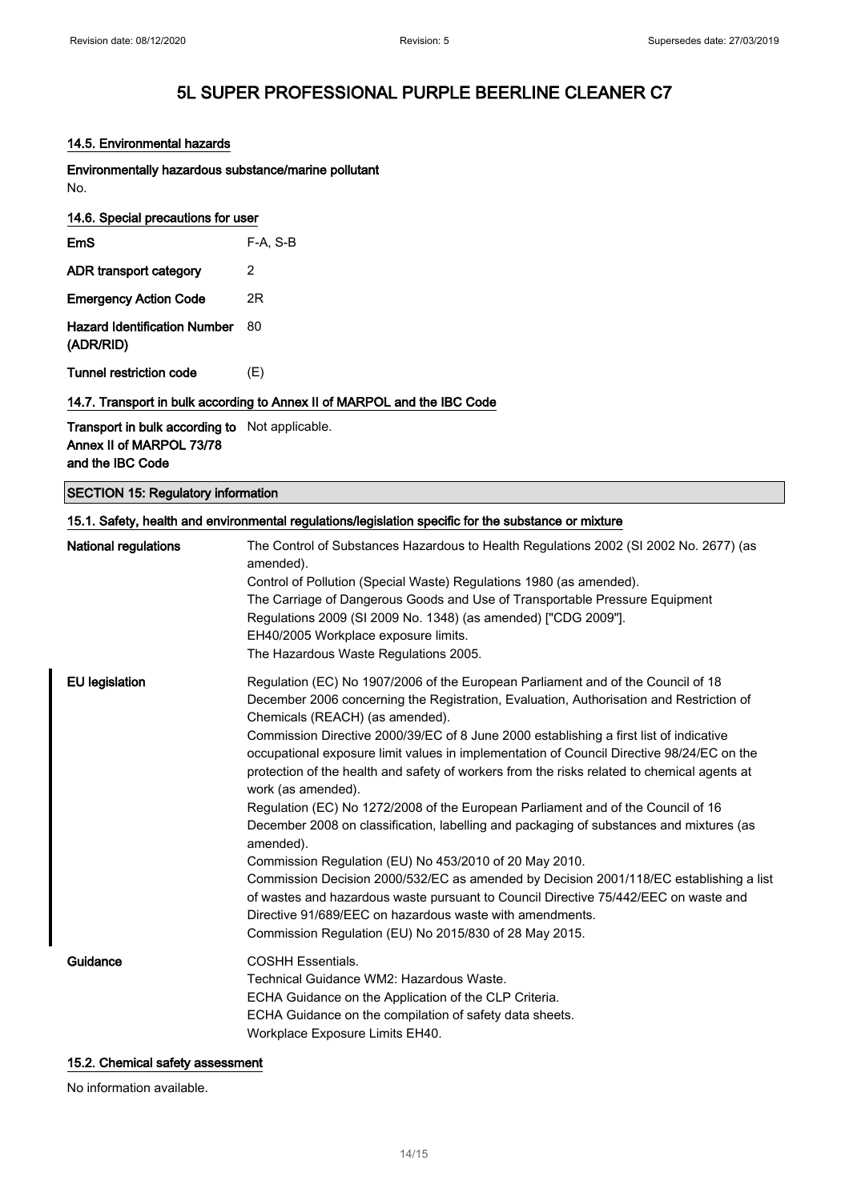# 5L SUPER PROFESSIONAL PURPLE BEERLINE CLEANER C7

### 14.5. Environmental hazards

**Environmentally hazardous substance/marine pollutant**

No.

### 14.6. Special precautions for user

| | |
|---|---|
| **EmS** | F-A, S-B |
| **ADR transport category** | 2 |
| **Emergency Action Code** | 2R |
| **Hazard Identification Number (ADR/RID)** | 80 |
| **Tunnel restriction code** | (E) |

### 14.7. Transport in bulk according to Annex II of MARPOL and the IBC Code

| | |
|---|---|
| **Transport in bulk according to Annex II of MARPOL 73/78 and the IBC Code** | Not applicable. |

## SECTION 15: Regulatory information

### 15.1. Safety, health and environmental regulations/legislation specific for the substance or mixture

**National regulations**

The Control of Substances Hazardous to Health Regulations 2002 (SI 2002 No. 2677) (as amended).
Control of Pollution (Special Waste) Regulations 1980 (as amended).
The Carriage of Dangerous Goods and Use of Transportable Pressure Equipment Regulations 2009 (SI 2009 No. 1348) (as amended) ["CDG 2009"].
EH40/2005 Workplace exposure limits.
The Hazardous Waste Regulations 2005.

**EU legislation**

Regulation (EC) No 1907/2006 of the European Parliament and of the Council of 18 December 2006 concerning the Registration, Evaluation, Authorisation and Restriction of Chemicals (REACH) (as amended).
Commission Directive 2000/39/EC of 8 June 2000 establishing a first list of indicative occupational exposure limit values in implementation of Council Directive 98/24/EC on the protection of the health and safety of workers from the risks related to chemical agents at work (as amended).
Regulation (EC) No 1272/2008 of the European Parliament and of the Council of 16 December 2008 on classification, labelling and packaging of substances and mixtures (as amended).
Commission Regulation (EU) No 453/2010 of 20 May 2010.
Commission Decision 2000/532/EC as amended by Decision 2001/118/EC establishing a list of wastes and hazardous waste pursuant to Council Directive 75/442/EEC on waste and Directive 91/689/EEC on hazardous waste with amendments.
Commission Regulation (EU) No 2015/830 of 28 May 2015.

**Guidance**

COSHH Essentials.
Technical Guidance WM2: Hazardous Waste.
ECHA Guidance on the Application of the CLP Criteria.
ECHA Guidance on the compilation of safety data sheets.
Workplace Exposure Limits EH40.

### 15.2. Chemical safety assessment

No information available.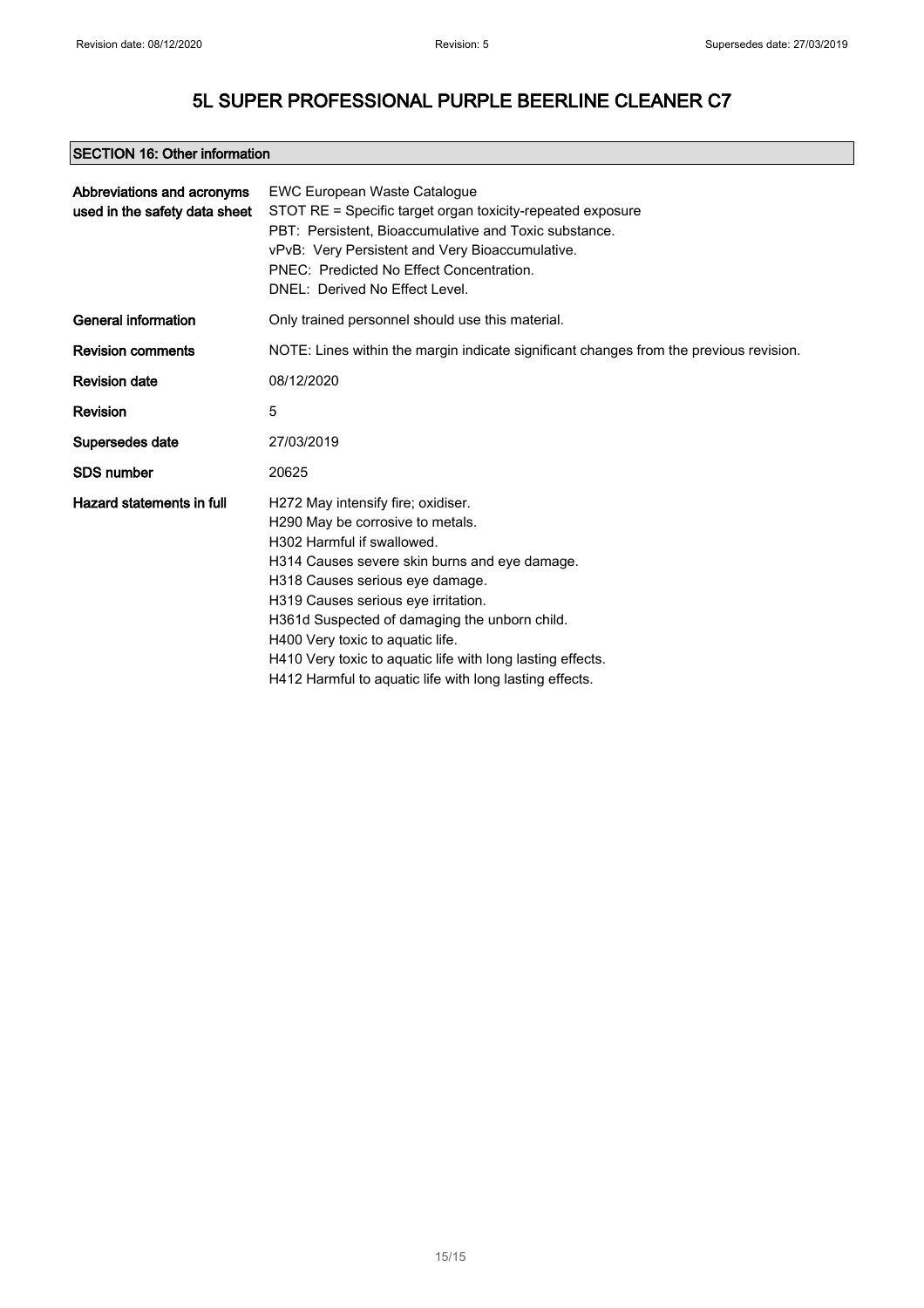# 5L SUPER PROFESSIONAL PURPLE BEERLINE CLEANER C7

## SECTION 16: Other information

| | |
|---|---|
| **Abbreviations and acronyms used in the safety data sheet** | EWC European Waste Catalogue<br>STOT RE = Specific target organ toxicity-repeated exposure<br>PBT: Persistent, Bioaccumulative and Toxic substance.<br>vPvB: Very Persistent and Very Bioaccumulative.<br>PNEC: Predicted No Effect Concentration.<br>DNEL: Derived No Effect Level. |
| **General information** | Only trained personnel should use this material. |
| **Revision comments** | NOTE: Lines within the margin indicate significant changes from the previous revision. |
| **Revision date** | 08/12/2020 |
| **Revision** | 5 |
| **Supersedes date** | 27/03/2019 |
| **SDS number** | 20625 |
| **Hazard statements in full** | H272 May intensify fire; oxidiser.<br>H290 May be corrosive to metals.<br>H302 Harmful if swallowed.<br>H314 Causes severe skin burns and eye damage.<br>H318 Causes serious eye damage.<br>H319 Causes serious eye irritation.<br>H361d Suspected of damaging the unborn child.<br>H400 Very toxic to aquatic life.<br>H410 Very toxic to aquatic life with long lasting effects.<br>H412 Harmful to aquatic life with long lasting effects. |